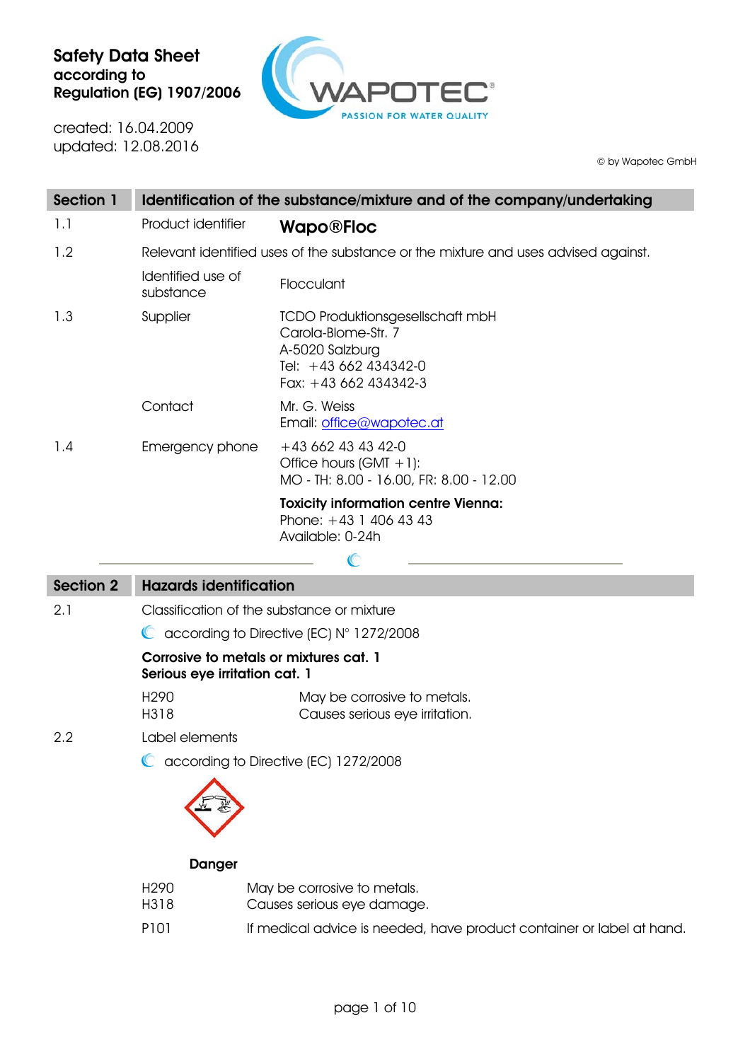# Safety Data Sheet
according to
Regulation (EG) 1907/2006

created: 16.04.2009
updated: 12.08.2016

© by Wapotec GmbH

## Section 1 Identification of the substance/mixture and of the company/undertaking

| | | |
|---|---|---|
| 1.1 | Product identifier | **Wapo®Floc** |
| 1.2 | Relevant identified uses of the substance or the mixture and uses advised against. | |
| | Identified use of substance | Flocculant |
| 1.3 | Supplier | TCDO Produktionsgesellschaft mbH<br>Carola-Blome-Str. 7<br>A-5020 Salzburg<br>Tel: +43 662 434342-0<br>Fax: +43 662 434342-3 |
| | Contact | Mr. G. Weiss<br>Email: office@wapotec.at |
| 1.4 | Emergency phone | +43 662 43 43 42-0<br>Office hours (GMT +1):<br>MO - TH: 8.00 - 16.00, FR: 8.00 - 12.00 |
| | | **Toxicity information centre Vienna:**<br>Phone: +43 1 406 43 43<br>Available: 0-24h |

## Section 2 Hazards identification

2.1 Classification of the substance or mixture

according to Directive (EC) N° 1272/2008

**Corrosive to metals or mixtures cat. 1**
**Serious eye irritation cat. 1**

| | |
|---|---|
| H290 | May be corrosive to metals. |
| H318 | Causes serious eye irritation. |

2.2 Label elements

according to Directive (EC) 1272/2008

**Danger**

| | |
|---|---|
| H290 | May be corrosive to metals. |
| H318 | Causes serious eye damage. |
| P101 | If medical advice is needed, have product container or label at hand. |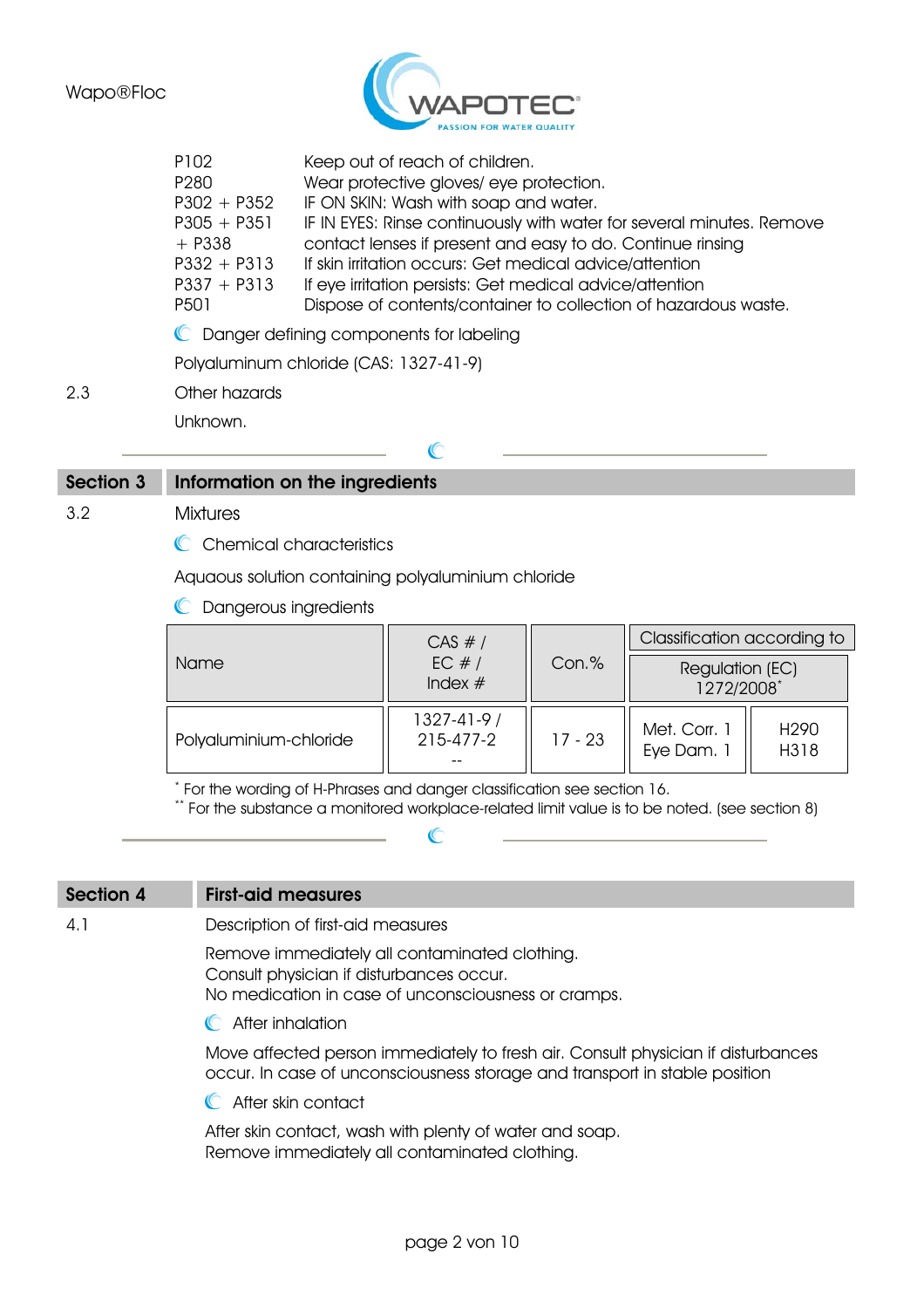| | |
|---|---|
| P102 | Keep out of reach of children. |
| P280 | Wear protective gloves/ eye protection. |
| P302 + P352 | IF ON SKIN: Wash with soap and water. |
| P305 + P351 + P338 | IF IN EYES: Rinse continuously with water for several minutes. Remove contact lenses if present and easy to do. Continue rinsing |
| P332 + P313 | If skin irritation occurs: Get medical advice/attention |
| P337 + P313 | If eye irritation persists: Get medical advice/attention |
| P501 | Dispose of contents/container to collection of hazardous waste. |

**Danger defining components for labeling**

Polyaluminum chloride (CAS: 1327-41-9)

2.3 Other hazards

Unknown.

## Section 3 Information on the ingredients

3.2 Mixtures

**Chemical characteristics**

Aquaous solution containing polyaluminium chloride

**Dangerous ingredients**

| Name | CAS # / EC # / Index # | Con.% | Classification according to Regulation (EC) 1272/2008* | |
|---|---|---|---|---|
| Polyaluminium-chloride | 1327-41-9 / 215-477-2 -- | 17 - 23 | Met. Corr. 1 Eye Dam. 1 | H290 H318 |

\* For the wording of H-Phrases and danger classification see section 16.
\*\* For the substance a monitored workplace-related limit value is to be noted. (see section 8)

## Section 4 First-aid measures

4.1 Description of first-aid measures

Remove immediately all contaminated clothing.
Consult physician if disturbances occur.
No medication in case of unconsciousness or cramps.

**After inhalation**

Move affected person immediately to fresh air. Consult physician if disturbances occur. In case of unconsciousness storage and transport in stable position

**After skin contact**

After skin contact, wash with plenty of water and soap.
Remove immediately all contaminated clothing.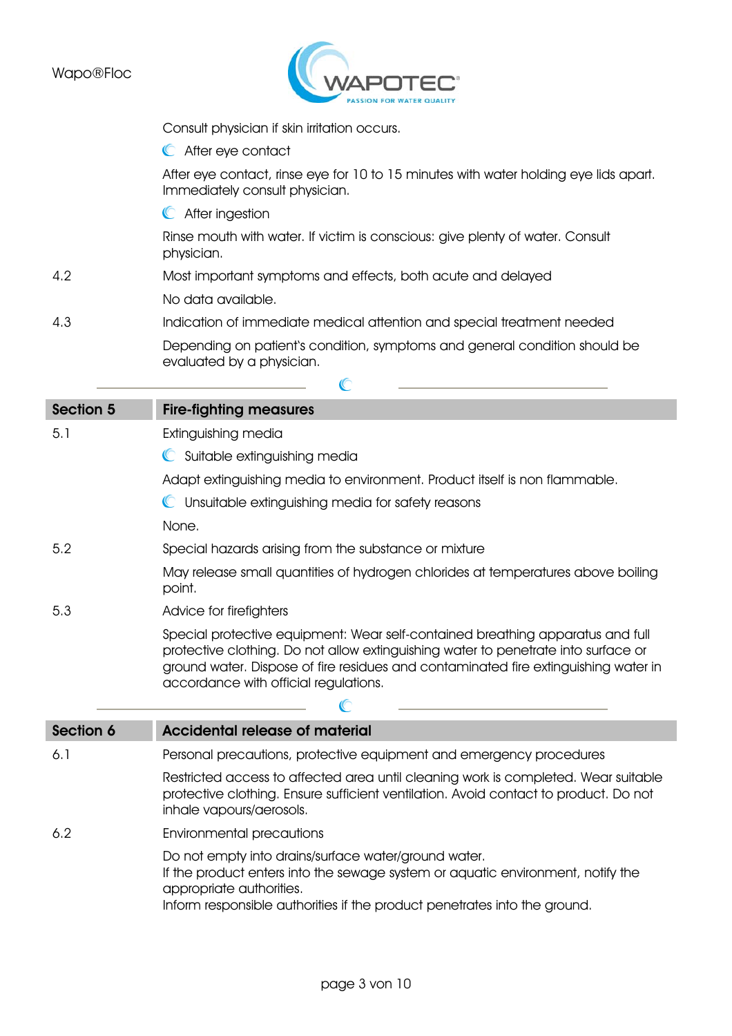Consult physician if skin irritation occurs.

- After eye contact

After eye contact, rinse eye for 10 to 15 minutes with water holding eye lids apart. Immediately consult physician.

- After ingestion

Rinse mouth with water. If victim is conscious: give plenty of water. Consult physician.

**4.2** Most important symptoms and effects, both acute and delayed

No data available.

**4.3** Indication of immediate medical attention and special treatment needed

Depending on patient's condition, symptoms and general condition should be evaluated by a physician.

## Section 5 Fire-fighting measures

**5.1** Extinguishing media

- Suitable extinguishing media

Adapt extinguishing media to environment. Product itself is non flammable.

- Unsuitable extinguishing media for safety reasons

None.

**5.2** Special hazards arising from the substance or mixture

May release small quantities of hydrogen chlorides at temperatures above boiling point.

**5.3** Advice for firefighters

Special protective equipment: Wear self-contained breathing apparatus and full protective clothing. Do not allow extinguishing water to penetrate into surface or ground water. Dispose of fire residues and contaminated fire extinguishing water in accordance with official regulations.

## Section 6 Accidental release of material

**6.1** Personal precautions, protective equipment and emergency procedures

Restricted access to affected area until cleaning work is completed. Wear suitable protective clothing. Ensure sufficient ventilation. Avoid contact to product. Do not inhale vapours/aerosols.

**6.2** Environmental precautions

Do not empty into drains/surface water/ground water.
If the product enters into the sewage system or aquatic environment, notify the appropriate authorities.
Inform responsible authorities if the product penetrates into the ground.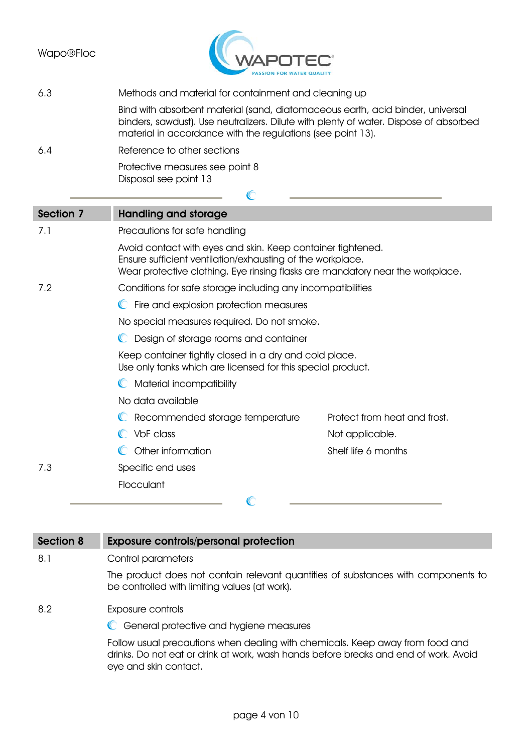6.3 Methods and material for containment and cleaning up

Bind with absorbent material (sand, diatomaceous earth, acid binder, universal binders, sawdust). Use neutralizers. Dilute with plenty of water. Dispose of absorbed material in accordance with the regulations (see point 13).

6.4 Reference to other sections

Protective measures see point 8
Disposal see point 13

## Section 7 Handling and storage

7.1 Precautions for safe handling

Avoid contact with eyes and skin. Keep container tightened.
Ensure sufficient ventilation/exhausting of the workplace.
Wear protective clothing. Eye rinsing flasks are mandatory near the workplace.

7.2 Conditions for safe storage including any incompatibilities

- Fire and explosion protection measures

No special measures required. Do not smoke.

- Design of storage rooms and container

Keep container tightly closed in a dry and cold place.
Use only tanks which are licensed for this special product.

- Material incompatibility

No data available

- Recommended storage temperature: Protect from heat and frost.
- VbF class: Not applicable.
- Other information: Shelf life 6 months

7.3 Specific end uses

Flocculant

## Section 8 Exposure controls/personal protection

8.1 Control parameters

The product does not contain relevant quantities of substances with components to be controlled with limiting values (at work).

8.2 Exposure controls

- General protective and hygiene measures

Follow usual precautions when dealing with chemicals. Keep away from food and drinks. Do not eat or drink at work, wash hands before breaks and end of work. Avoid eye and skin contact.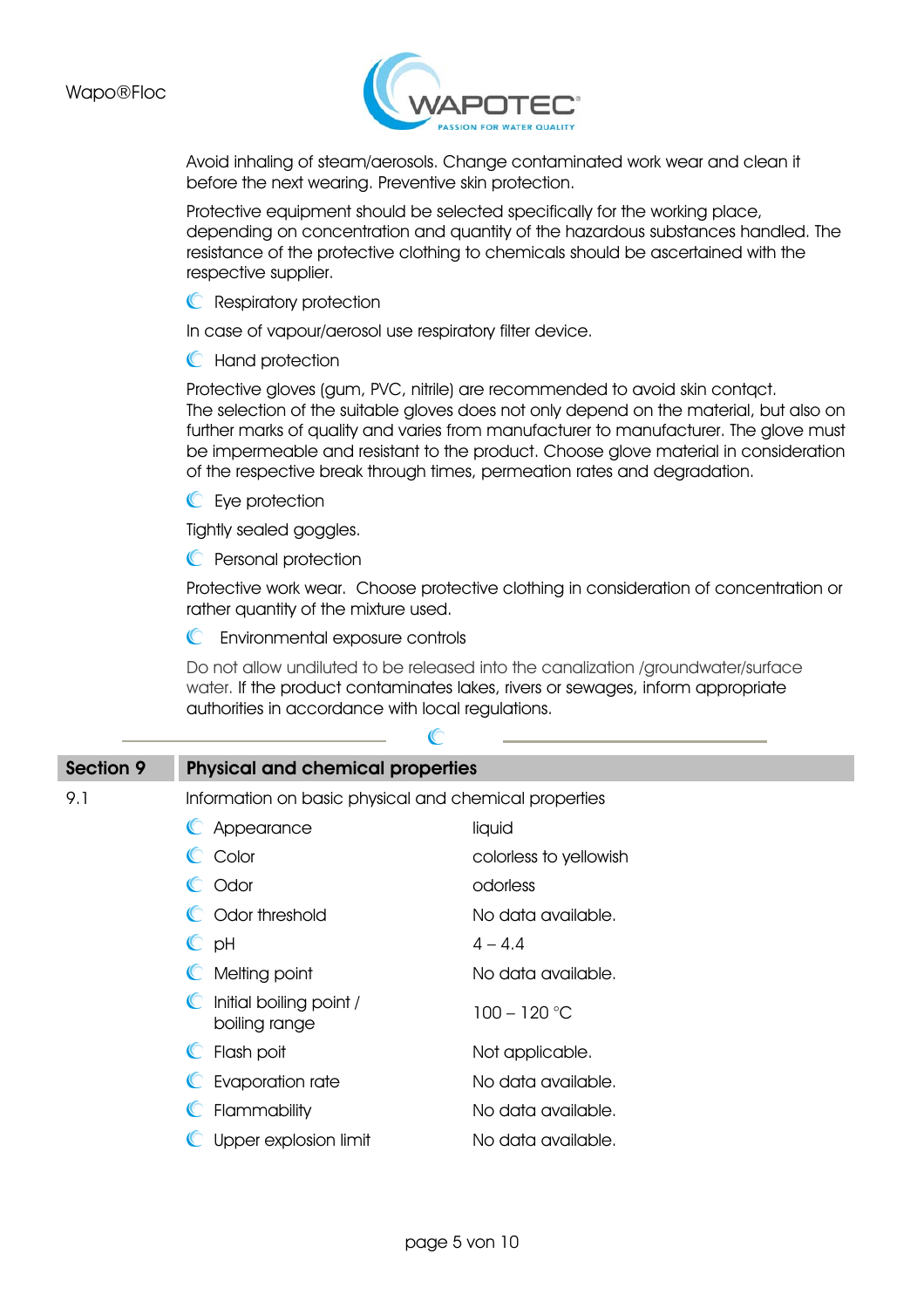Avoid inhaling of steam/aerosols. Change contaminated work wear and clean it before the next wearing. Preventive skin protection.

Protective equipment should be selected specifically for the working place, depending on concentration and quantity of the hazardous substances handled. The resistance of the protective clothing to chemicals should be ascertained with the respective supplier.

- Respiratory protection

In case of vapour/aerosol use respiratory filter device.

- Hand protection

Protective gloves (gum, PVC, nitrile) are recommended to avoid skin contqct.
The selection of the suitable gloves does not only depend on the material, but also on further marks of quality and varies from manufacturer to manufacturer. The glove must be impermeable and resistant to the product. Choose glove material in consideration of the respective break through times, permeation rates and degradation.

- Eye protection

Tightly sealed goggles.

- Personal protection

Protective work wear. Choose protective clothing in consideration of concentration or rather quantity of the mixture used.

- Environmental exposure controls

Do not allow undiluted to be released into the canalization /groundwater/surface water. If the product contaminates lakes, rivers or sewages, inform appropriate authorities in accordance with local regulations.

---

## Section 9 Physical and chemical properties

9.1 Information on basic physical and chemical properties

| Property | Value |
|---|---|
| Appearance | liquid |
| Color | colorless to yellowish |
| Odor | odorless |
| Odor threshold | No data available. |
| pH | 4 – 4.4 |
| Melting point | No data available. |
| Initial boiling point / boiling range | 100 – 120 °C |
| Flash poit | Not applicable. |
| Evaporation rate | No data available. |
| Flammability | No data available. |
| Upper explosion limit | No data available. |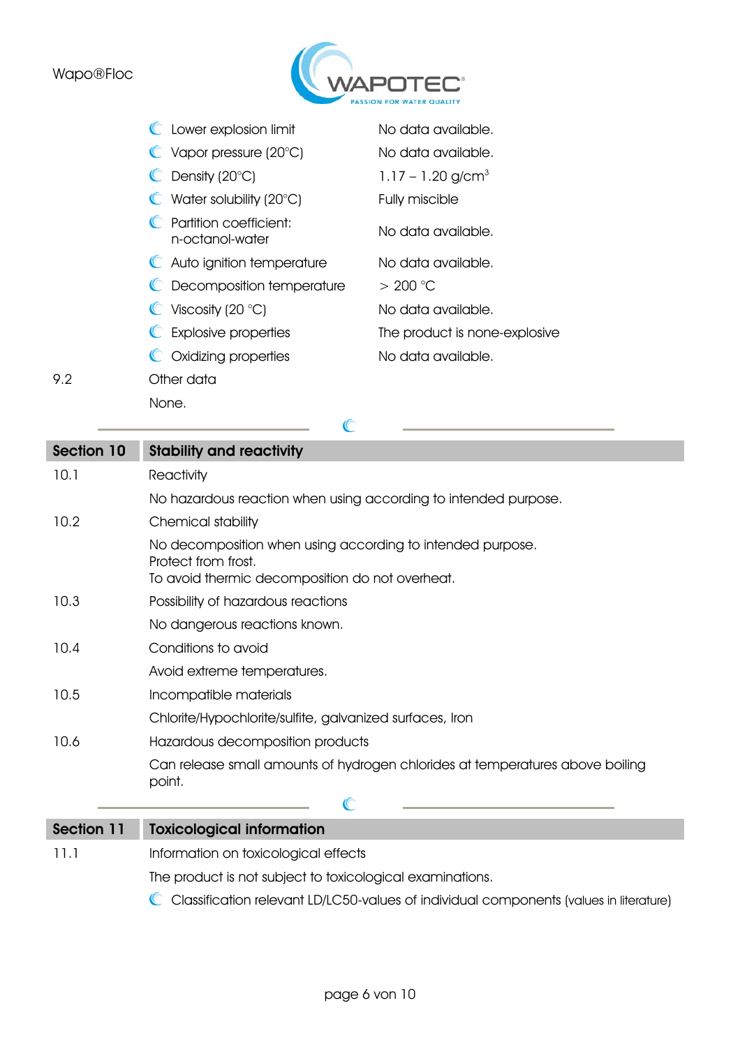| Property | Value |
|---|---|
| Lower explosion limit | No data available. |
| Vapor pressure (20°C) | No data available. |
| Density (20°C) | 1.17 – 1.20 g/cm$^3$ |
| Water solubility (20°C) | Fully miscible |
| Partition coefficient: n-octanol-water | No data available. |
| Auto ignition temperature | No data available. |
| Decomposition temperature | > 200 °C |
| Viscosity (20 °C) | No data available. |
| Explosive properties | The product is none-explosive |
| Oxidizing properties | No data available. |

9.2 Other data

None.

## Section 10 Stability and reactivity

10.1 Reactivity

No hazardous reaction when using according to intended purpose.

10.2 Chemical stability

No decomposition when using according to intended purpose.
Protect from frost.
To avoid thermic decomposition do not overheat.

10.3 Possibility of hazardous reactions

No dangerous reactions known.

10.4 Conditions to avoid

Avoid extreme temperatures.

10.5 Incompatible materials

Chlorite/Hypochlorite/sulfite, galvanized surfaces, Iron

10.6 Hazardous decomposition products

Can release small amounts of hydrogen chlorides at temperatures above boiling point.

## Section 11 Toxicological information

11.1 Information on toxicological effects

The product is not subject to toxicological examinations.

- Classification relevant LD/LC50-values of individual components (values in literature)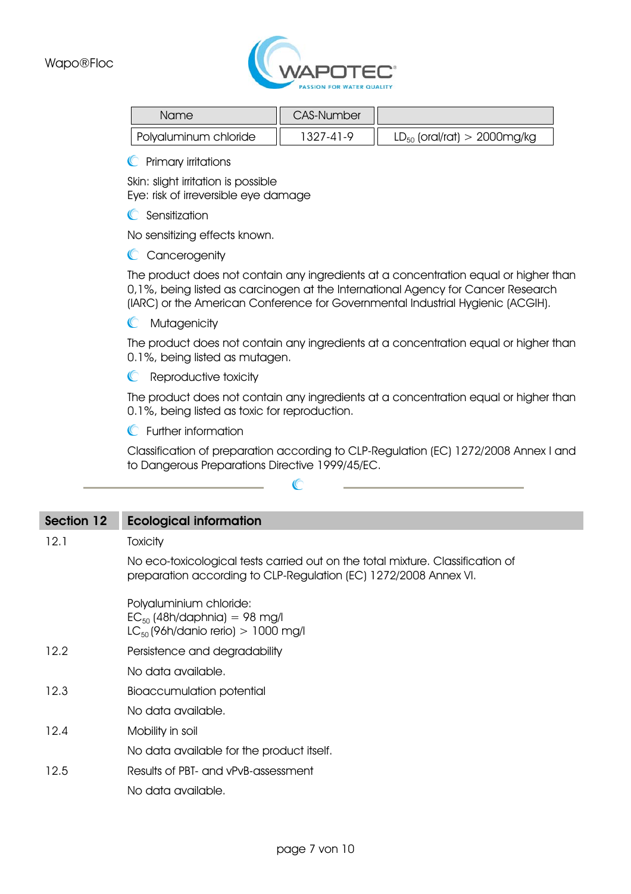| Name | CAS-Number | |
|---|---|---|
| Polyaluminum chloride | 1327-41-9 | $LD_{50}$ (oral/rat) > 2000mg/kg |

### Primary irritations

Skin: slight irritation is possible
Eye: risk of irreversible eye damage

### Sensitization

No sensitizing effects known.

### Cancerogenity

The product does not contain any ingredients at a concentration equal or higher than 0,1%, being listed as carcinogen at the International Agency for Cancer Research (IARC) or the American Conference for Governmental Industrial Hygienic (ACGIH).

### Mutagenicity

The product does not contain any ingredients at a concentration equal or higher than 0.1%, being listed as mutagen.

### Reproductive toxicity

The product does not contain any ingredients at a concentration equal or higher than 0.1%, being listed as toxic for reproduction.

### Further information

Classification of preparation according to CLP-Regulation (EC) 1272/2008 Annex I and to Dangerous Preparations Directive 1999/45/EC.

## Section 12 Ecological information

**12.1** Toxicity

No eco-toxicological tests carried out on the total mixture. Classification of preparation according to CLP-Regulation (EC) 1272/2008 Annex VI.

Polyaluminium chloride:
$EC_{50}$ (48h/daphnia) = 98 mg/l
$LC_{50}$ (96h/danio rerio) > 1000 mg/l

**12.2** Persistence and degradability

No data available.

**12.3** Bioaccumulation potential

No data available.

**12.4** Mobility in soil

No data available for the product itself.

**12.5** Results of PBT- and vPvB-assessment

No data available.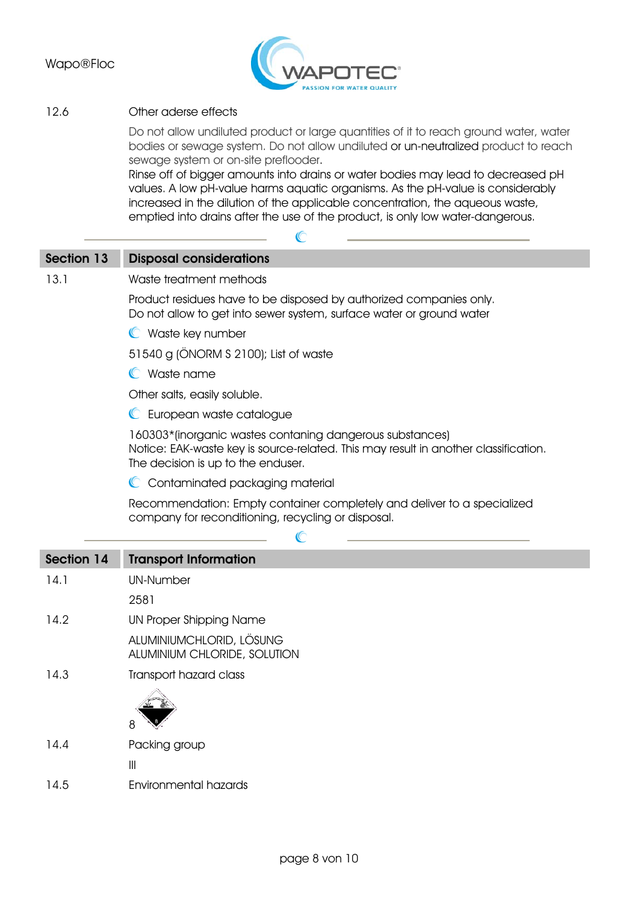12.6 Other aderse effects

Do not allow undiluted product or large quantities of it to reach ground water, water bodies or sewage system. Do not allow undiluted or un-neutralized product to reach sewage system or on-site preflooder.
Rinse off of bigger amounts into drains or water bodies may lead to decreased pH values. A low pH-value harms aquatic organisms. As the pH-value is considerably increased in the dilution of the applicable concentration, the aqueous waste, emptied into drains after the use of the product, is only low water-dangerous.

## Section 13 Disposal considerations

13.1 Waste treatment methods

Product residues have to be disposed by authorized companies only.
Do not allow to get into sewer system, surface water or ground water

**Waste key number**

51540 g (ÖNORM S 2100); List of waste

**Waste name**

Other salts, easily soluble.

**European waste catalogue**

160303*(inorganic wastes contaning dangerous substances)
Notice: EAK-waste key is source-related. This may result in another classification. The decision is up to the enduser.

**Contaminated packaging material**

Recommendation: Empty container completely and deliver to a specialized company for reconditioning, recycling or disposal.

## Section 14 Transport Information

14.1 UN-Number

2581

14.2 UN Proper Shipping Name

ALUMINIUMCHLORID, LÖSUNG
ALUMINIUM CHLORIDE, SOLUTION

14.3 Transport hazard class

8

14.4 Packing group

III

14.5 Environmental hazards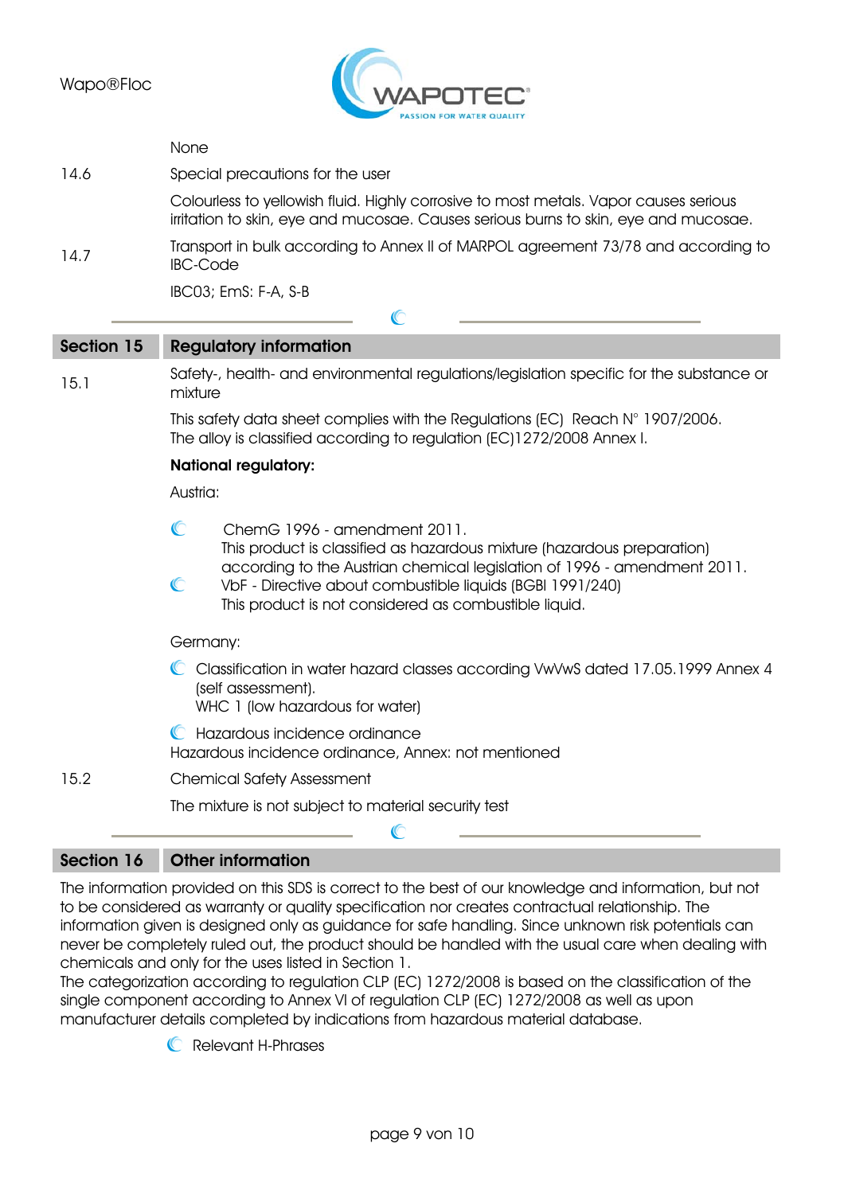None

14.6 Special precautions for the user

Colourless to yellowish fluid. Highly corrosive to most metals. Vapor causes serious irritation to skin, eye and mucosae. Causes serious burns to skin, eye and mucosae.

14.7 Transport in bulk according to Annex II of MARPOL agreement 73/78 and according to IBC-Code

IBC03; EmS: F-A, S-B

## Section 15 Regulatory information

15.1 Safety-, health- and environmental regulations/legislation specific for the substance or mixture

This safety data sheet complies with the Regulations (EC) Reach N° 1907/2006.
The alloy is classified according to regulation (EC)1272/2008 Annex I.

**National regulatory:**

Austria:

- ChemG 1996 - amendment 2011.
  This product is classified as hazardous mixture (hazardous preparation) according to the Austrian chemical legislation of 1996 - amendment 2011.
- VbF - Directive about combustible liquids (BGBl 1991/240)
  This product is not considered as combustible liquid.

Germany:

- Classification in water hazard classes according VwVwS dated 17.05.1999 Annex 4 (self assessment).
  WHC 1 (low hazardous for water)
- Hazardous incidence ordinance
  Hazardous incidence ordinance, Annex: not mentioned

15.2 Chemical Safety Assessment

The mixture is not subject to material security test

## Section 16 Other information

The information provided on this SDS is correct to the best of our knowledge and information, but not to be considered as warranty or quality specification nor creates contractual relationship. The information given is designed only as guidance for safe handling. Since unknown risk potentials can never be completely ruled out, the product should be handled with the usual care when dealing with chemicals and only for the uses listed in Section 1.
The categorization according to regulation CLP (EC) 1272/2008 is based on the classification of the single component according to Annex VI of regulation CLP (EC) 1272/2008 as well as upon manufacturer details completed by indications from hazardous material database.

- Relevant H-Phrases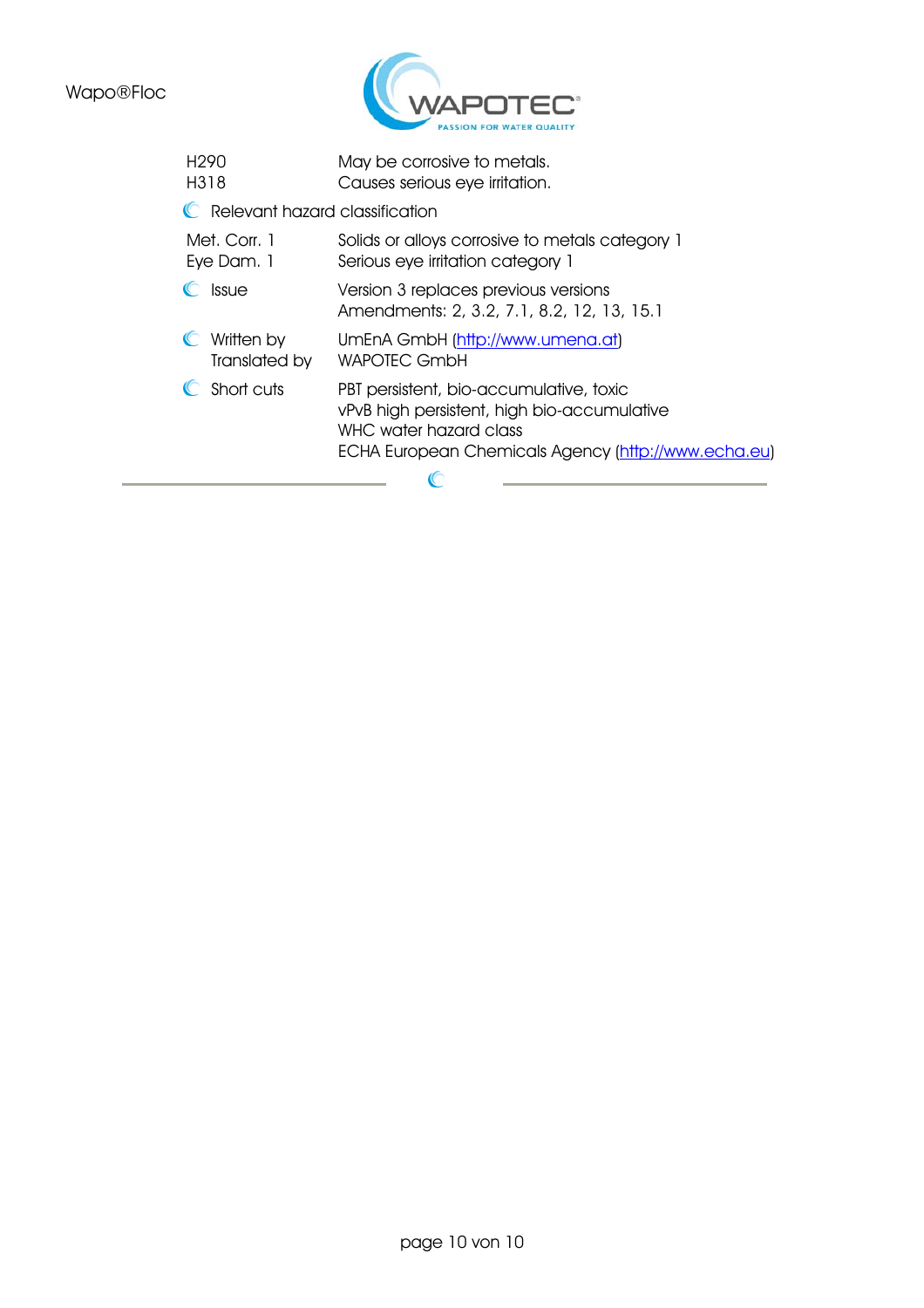| | |
|---|---|
| H290 | May be corrosive to metals. |
| H318 | Causes serious eye irritation. |

**Relevant hazard classification**

| | |
|---|---|
| Met. Corr. 1 | Solids or alloys corrosive to metals category 1 |
| Eye Dam. 1 | Serious eye irritation category 1 |

| | |
|---|---|
| **Issue** | Version 3 replaces previous versions<br>Amendments: 2, 3.2, 7.1, 8.2, 12, 13, 15.1 |
| **Written by** | UmEnA GmbH (http://www.umena.at) |
| **Translated by** | WAPOTEC GmbH |
| **Short cuts** | PBT persistent, bio-accumulative, toxic<br>vPvB high persistent, high bio-accumulative<br>WHC water hazard class<br>ECHA European Chemicals Agency (http://www.echa.eu) |